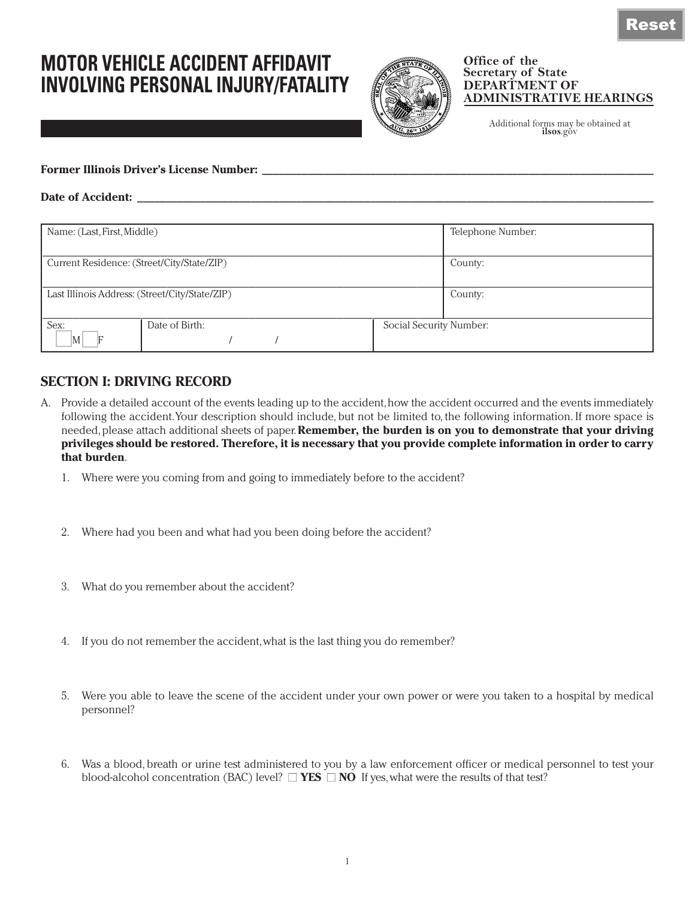# MOTOR VEHICLE ACCIDENT AFFIDAVIT INVOLVING PERSONAL INJURY/FATALITY

**Office of the Secretary of State**
**DEPARTMENT OF ADMINISTRATIVE HEARINGS**

Additional forms may be obtained at **ilsos**.gov

**Former Illinois Driver's License Number:** ___________________________

**Date of Accident:** ___________________________

| Name: (Last, First, Middle) | | | Telephone Number: |
|---|---|---|---|
| Current Residence: (Street/City/State/ZIP) | | | County: |
| Last Illinois Address: (Street/City/State/ZIP) | | | County: |
| Sex: ☐ M ☐ F | Date of Birth: / / | Social Security Number: | |

## SECTION I: DRIVING RECORD

A. Provide a detailed account of the events leading up to the accident, how the accident occurred and the events immediately following the accident. Your description should include, but not be limited to, the following information. If more space is needed, please attach additional sheets of paper. **Remember, the burden is on you to demonstrate that your driving privileges should be restored. Therefore, it is necessary that you provide complete information in order to carry that burden**.

1. Where were you coming from and going to immediately before to the accident?

2. Where had you been and what had you been doing before the accident?

3. What do you remember about the accident?

4. If you do not remember the accident, what is the last thing you do remember?

5. Were you able to leave the scene of the accident under your own power or were you taken to a hospital by medical personnel?

6. Was a blood, breath or urine test administered to you by a law enforcement officer or medical personnel to test your blood-alcohol concentration (BAC) level? ☐ **YES** ☐ **NO** If yes, what were the results of that test?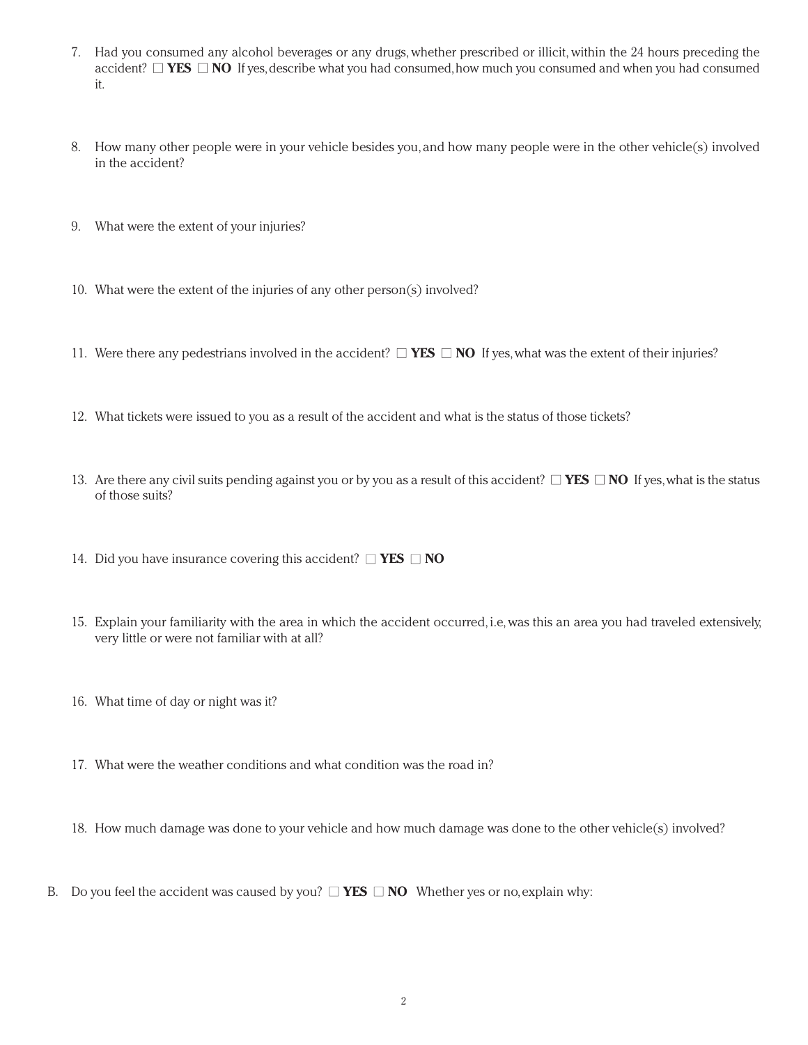7. Had you consumed any alcohol beverages or any drugs, whether prescribed or illicit, within the 24 hours preceding the accident? ☐ **YES** ☐ **NO** If yes, describe what you had consumed, how much you consumed and when you had consumed it.

8. How many other people were in your vehicle besides you, and how many people were in the other vehicle(s) involved in the accident?

9. What were the extent of your injuries?

10. What were the extent of the injuries of any other person(s) involved?

11. Were there any pedestrians involved in the accident? ☐ **YES** ☐ **NO** If yes, what was the extent of their injuries?

12. What tickets were issued to you as a result of the accident and what is the status of those tickets?

13. Are there any civil suits pending against you or by you as a result of this accident? ☐ **YES** ☐ **NO** If yes, what is the status of those suits?

14. Did you have insurance covering this accident? ☐ **YES** ☐ **NO**

15. Explain your familiarity with the area in which the accident occurred, i.e, was this an area you had traveled extensively, very little or were not familiar with at all?

16. What time of day or night was it?

17. What were the weather conditions and what condition was the road in?

18. How much damage was done to your vehicle and how much damage was done to the other vehicle(s) involved?

B. Do you feel the accident was caused by you? ☐ **YES** ☐ **NO** Whether yes or no, explain why: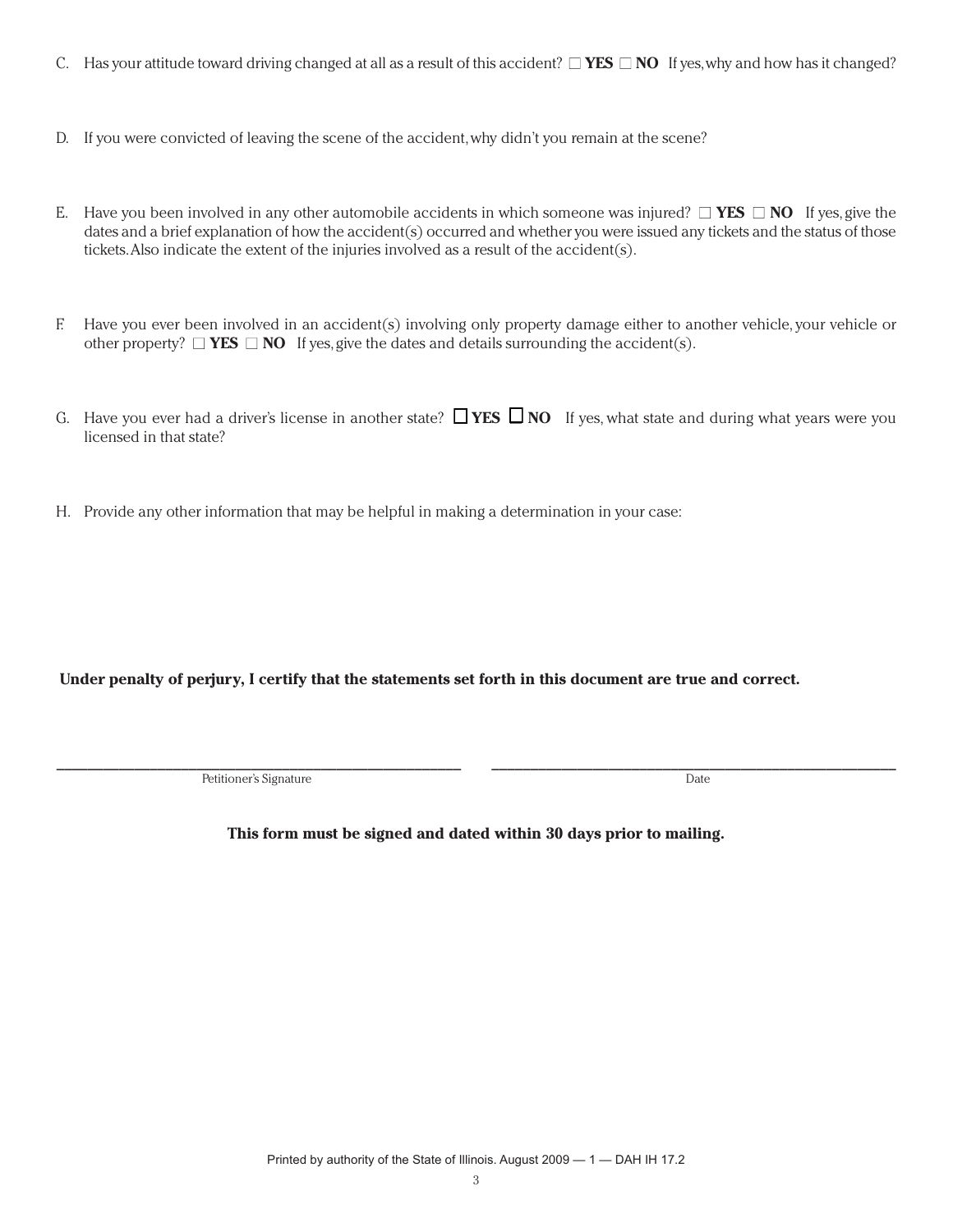C. Has your attitude toward driving changed at all as a result of this accident? ☐ **YES** ☐ **NO** If yes, why and how has it changed?

D. If you were convicted of leaving the scene of the accident, why didn't you remain at the scene?

E. Have you been involved in any other automobile accidents in which someone was injured? ☐ **YES** ☐ **NO** If yes, give the dates and a brief explanation of how the accident(s) occurred and whether you were issued any tickets and the status of those tickets. Also indicate the extent of the injuries involved as a result of the accident(s).

F. Have you ever been involved in an accident(s) involving only property damage either to another vehicle, your vehicle or other property? ☐ **YES** ☐ **NO** If yes, give the dates and details surrounding the accident(s).

G. Have you ever had a driver's license in another state? ☐ **YES** ☐ **NO** If yes, what state and during what years were you licensed in that state?

H. Provide any other information that may be helpful in making a determination in your case:

**Under penalty of perjury, I certify that the statements set forth in this document are true and correct.**

\_\_\_\_\_\_\_\_\_\_\_\_\_\_\_\_\_\_\_\_\_\_\_\_\_\_\_\_\_\_\_\_\_\_\_\_\_\_\_\_ &nbsp;&nbsp;&nbsp;&nbsp; \_\_\_\_\_\_\_\_\_\_\_\_\_\_\_\_\_\_\_\_\_\_\_\_\_\_\_\_\_\_\_\_\_\_\_\_\_\_\_\_

Petitioner's Signature &nbsp;&nbsp;&nbsp;&nbsp; Date

**This form must be signed and dated within 30 days prior to mailing.**

Printed by authority of the State of Illinois. August 2009 — 1 — DAH IH 17.2